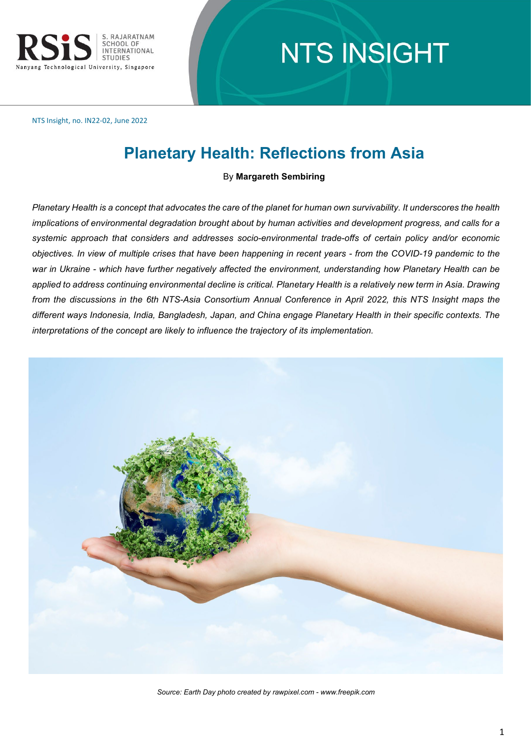NTS Insight, no. IN22-02, June 2022

# Planetary Health: Reflections from Asia

By **Margareth Sembiring**

*Planetary Health is a concept that advocates the care of the planet for human own survivability. It underscores the health implications of environmental degradation brought about by human activities and development progress, and calls for a systemic approach that considers and addresses socio-environmental trade-offs of certain policy and/or economic objectives. In view of multiple crises that have been happening in recent years - from the COVID-19 pandemic to the war in Ukraine - which have further negatively affected the environment, understanding how Planetary Health can be applied to address continuing environmental decline is critical. Planetary Health is a relatively new term in Asia. Drawing from the discussions in the 6th NTS-Asia Consortium Annual Conference in April 2022, this NTS Insight maps the different ways Indonesia, India, Bangladesh, Japan, and China engage Planetary Health in their specific contexts. The interpretations of the concept are likely to influence the trajectory of its implementation.*

*Source: Earth Day photo created by rawpixel.com - www.freepik.com*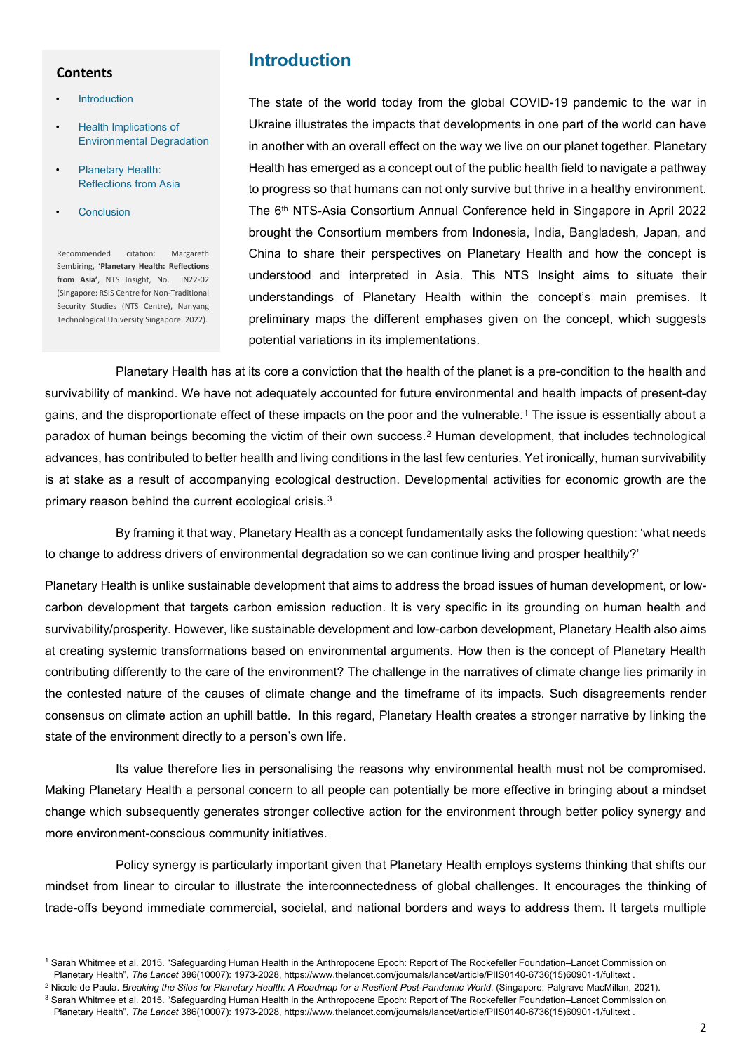**Contents**

- Introduction
- Health Implications of Environmental Degradation
- Planetary Health: Reflections from Asia
- Conclusion

Recommended citation: Margareth Sembiring, **'Planetary Health: Reflections from Asia'**, NTS Insight, No. IN22-02 (Singapore: RSIS Centre for Non-Traditional Security Studies (NTS Centre), Nanyang Technological University Singapore. 2022).

## Introduction

The state of the world today from the global COVID-19 pandemic to the war in Ukraine illustrates the impacts that developments in one part of the world can have in another with an overall effect on the way we live on our planet together. Planetary Health has emerged as a concept out of the public health field to navigate a pathway to progress so that humans can not only survive but thrive in a healthy environment. The 6th NTS-Asia Consortium Annual Conference held in Singapore in April 2022 brought the Consortium members from Indonesia, India, Bangladesh, Japan, and China to share their perspectives on Planetary Health and how the concept is understood and interpreted in Asia. This NTS Insight aims to situate their understandings of Planetary Health within the concept's main premises. It preliminary maps the different emphases given on the concept, which suggests potential variations in its implementations.

Planetary Health has at its core a conviction that the health of the planet is a pre-condition to the health and survivability of mankind. We have not adequately accounted for future environmental and health impacts of present-day gains, and the disproportionate effect of these impacts on the poor and the vulnerable.[1] The issue is essentially about a paradox of human beings becoming the victim of their own success.[2] Human development, that includes technological advances, has contributed to better health and living conditions in the last few centuries. Yet ironically, human survivability is at stake as a result of accompanying ecological destruction. Developmental activities for economic growth are the primary reason behind the current ecological crisis.[3]

By framing it that way, Planetary Health as a concept fundamentally asks the following question: 'what needs to change to address drivers of environmental degradation so we can continue living and prosper healthily?'

Planetary Health is unlike sustainable development that aims to address the broad issues of human development, or low-carbon development that targets carbon emission reduction. It is very specific in its grounding on human health and survivability/prosperity. However, like sustainable development and low-carbon development, Planetary Health also aims at creating systemic transformations based on environmental arguments. How then is the concept of Planetary Health contributing differently to the care of the environment? The challenge in the narratives of climate change lies primarily in the contested nature of the causes of climate change and the timeframe of its impacts. Such disagreements render consensus on climate action an uphill battle. In this regard, Planetary Health creates a stronger narrative by linking the state of the environment directly to a person's own life.

Its value therefore lies in personalising the reasons why environmental health must not be compromised. Making Planetary Health a personal concern to all people can potentially be more effective in bringing about a mindset change which subsequently generates stronger collective action for the environment through better policy synergy and more environment-conscious community initiatives.

Policy synergy is particularly important given that Planetary Health employs systems thinking that shifts our mindset from linear to circular to illustrate the interconnectedness of global challenges. It encourages the thinking of trade-offs beyond immediate commercial, societal, and national borders and ways to address them. It targets multiple

---

[1] Sarah Whitmee et al. 2015. "Safeguarding Human Health in the Anthropocene Epoch: Report of The Rockefeller Foundation–Lancet Commission on Planetary Health", *The Lancet* 386(10007): 1973-2028, https://www.thelancet.com/journals/lancet/article/PIIS0140-6736(15)60901-1/fulltext .

[2] Nicole de Paula. *Breaking the Silos for Planetary Health: A Roadmap for a Resilient Post-Pandemic World*, (Singapore: Palgrave MacMillan, 2021).

[3] Sarah Whitmee et al. 2015. "Safeguarding Human Health in the Anthropocene Epoch: Report of The Rockefeller Foundation–Lancet Commission on Planetary Health", *The Lancet* 386(10007): 1973-2028, https://www.thelancet.com/journals/lancet/article/PIIS0140-6736(15)60901-1/fulltext .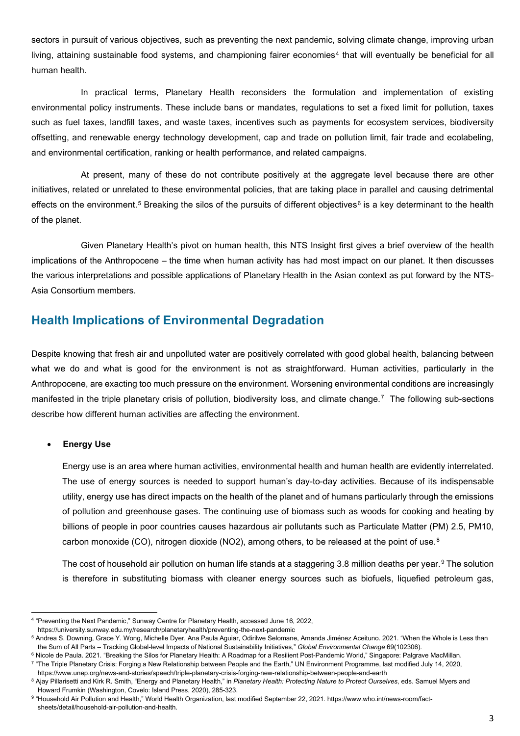sectors in pursuit of various objectives, such as preventing the next pandemic, solving climate change, improving urban living, attaining sustainable food systems, and championing fairer economies[4] that will eventually be beneficial for all human health.

In practical terms, Planetary Health reconsiders the formulation and implementation of existing environmental policy instruments. These include bans or mandates, regulations to set a fixed limit for pollution, taxes such as fuel taxes, landfill taxes, and waste taxes, incentives such as payments for ecosystem services, biodiversity offsetting, and renewable energy technology development, cap and trade on pollution limit, fair trade and ecolabeling, and environmental certification, ranking or health performance, and related campaigns.

At present, many of these do not contribute positively at the aggregate level because there are other initiatives, related or unrelated to these environmental policies, that are taking place in parallel and causing detrimental effects on the environment.[5] Breaking the silos of the pursuits of different objectives[6] is a key determinant to the health of the planet.

Given Planetary Health's pivot on human health, this NTS Insight first gives a brief overview of the health implications of the Anthropocene – the time when human activity has had most impact on our planet. It then discusses the various interpretations and possible applications of Planetary Health in the Asian context as put forward by the NTS-Asia Consortium members.

## Health Implications of Environmental Degradation

Despite knowing that fresh air and unpolluted water are positively correlated with good global health, balancing between what we do and what is good for the environment is not as straightforward. Human activities, particularly in the Anthropocene, are exacting too much pressure on the environment. Worsening environmental conditions are increasingly manifested in the triple planetary crisis of pollution, biodiversity loss, and climate change.[7] The following sub-sections describe how different human activities are affecting the environment.

- **Energy Use**

  Energy use is an area where human activities, environmental health and human health are evidently interrelated. The use of energy sources is needed to support human's day-to-day activities. Because of its indispensable utility, energy use has direct impacts on the health of the planet and of humans particularly through the emissions of pollution and greenhouse gases. The continuing use of biomass such as woods for cooking and heating by billions of people in poor countries causes hazardous air pollutants such as Particulate Matter (PM) 2.5, PM10, carbon monoxide (CO), nitrogen dioxide ($NO_2$), among others, to be released at the point of use.[8]

  The cost of household air pollution on human life stands at a staggering 3.8 million deaths per year.[9] The solution is therefore in substituting biomass with cleaner energy sources such as biofuels, liquefied petroleum gas,

---

[4] "Preventing the Next Pandemic," Sunway Centre for Planetary Health, accessed June 16, 2022, https://university.sunway.edu.my/research/planetaryhealth/preventing-the-next-pandemic

[5] Andrea S. Downing, Grace Y. Wong, Michelle Dyer, Ana Paula Aguiar, Odirilwe Selomane, Amanda Jiménez Aceituno. 2021. "When the Whole is Less than the Sum of All Parts – Tracking Global-level Impacts of National Sustainability Initiatives," *Global Environmental Change* 69(102306).

[6] Nicole de Paula. 2021. "Breaking the Silos for Planetary Health: A Roadmap for a Resilient Post-Pandemic World," Singapore: Palgrave MacMillan.

[7] "The Triple Planetary Crisis: Forging a New Relationship between People and the Earth," UN Environment Programme, last modified July 14, 2020, https://www.unep.org/news-and-stories/speech/triple-planetary-crisis-forging-new-relationship-between-people-and-earth

[8] Ajay Pillarisetti and Kirk R. Smith, "Energy and Planetary Health," in *Planetary Health: Protecting Nature to Protect Ourselves*, eds. Samuel Myers and Howard Frumkin (Washington, Covelo: Island Press, 2020), 285-323.

[9] "Household Air Pollution and Health," World Health Organization, last modified September 22, 2021. https://www.who.int/news-room/fact-sheets/detail/household-air-pollution-and-health.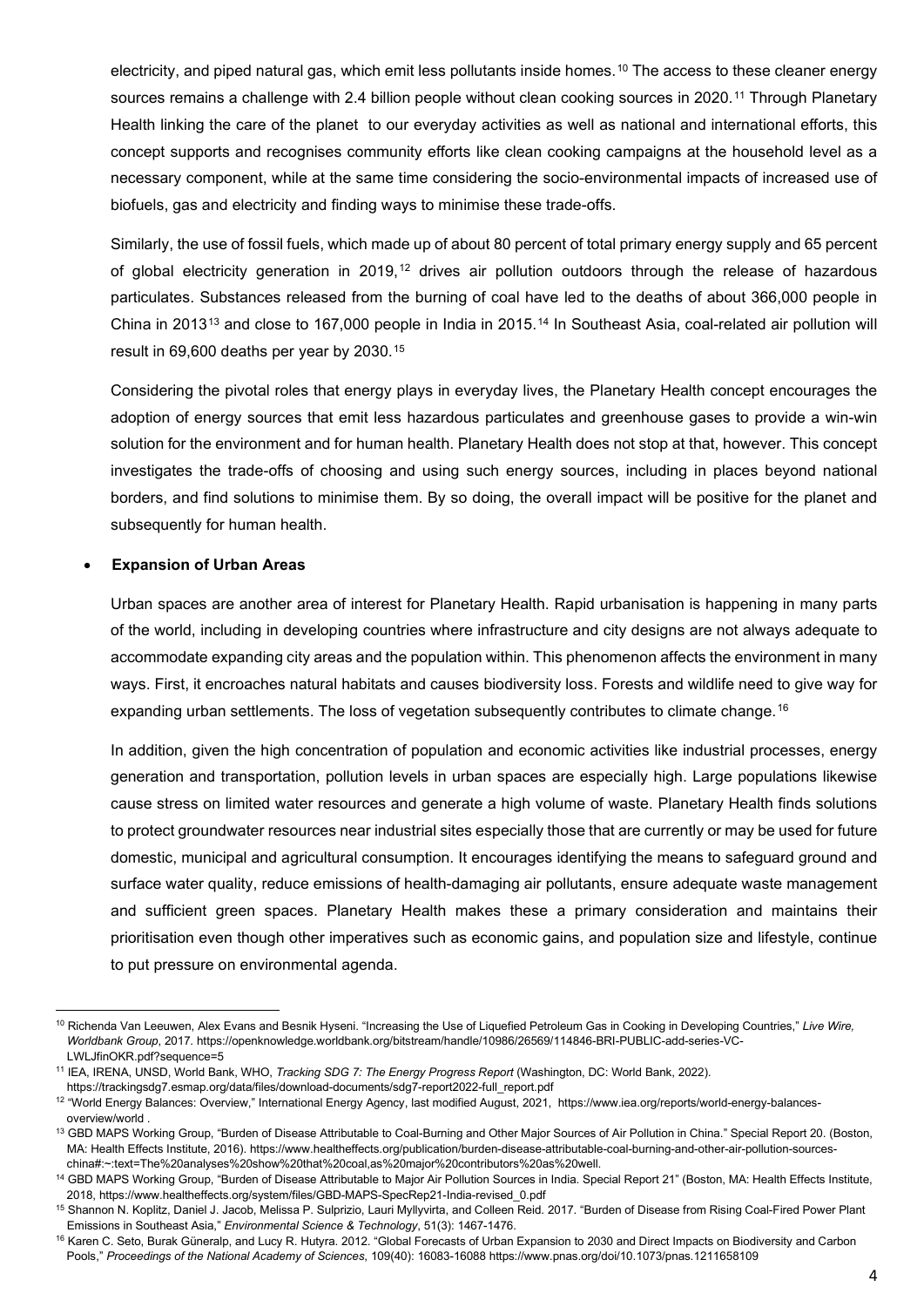electricity, and piped natural gas, which emit less pollutants inside homes.[10] The access to these cleaner energy sources remains a challenge with 2.4 billion people without clean cooking sources in 2020.[11] Through Planetary Health linking the care of the planet to our everyday activities as well as national and international efforts, this concept supports and recognises community efforts like clean cooking campaigns at the household level as a necessary component, while at the same time considering the socio-environmental impacts of increased use of biofuels, gas and electricity and finding ways to minimise these trade-offs.

Similarly, the use of fossil fuels, which made up of about 80 percent of total primary energy supply and 65 percent of global electricity generation in 2019,[12] drives air pollution outdoors through the release of hazardous particulates. Substances released from the burning of coal have led to the deaths of about 366,000 people in China in 2013[13] and close to 167,000 people in India in 2015.[14] In Southeast Asia, coal-related air pollution will result in 69,600 deaths per year by 2030.[15]

Considering the pivotal roles that energy plays in everyday lives, the Planetary Health concept encourages the adoption of energy sources that emit less hazardous particulates and greenhouse gases to provide a win-win solution for the environment and for human health. Planetary Health does not stop at that, however. This concept investigates the trade-offs of choosing and using such energy sources, including in places beyond national borders, and find solutions to minimise them. By so doing, the overall impact will be positive for the planet and subsequently for human health.

- **Expansion of Urban Areas**

Urban spaces are another area of interest for Planetary Health. Rapid urbanisation is happening in many parts of the world, including in developing countries where infrastructure and city designs are not always adequate to accommodate expanding city areas and the population within. This phenomenon affects the environment in many ways. First, it encroaches natural habitats and causes biodiversity loss. Forests and wildlife need to give way for expanding urban settlements. The loss of vegetation subsequently contributes to climate change.[16]

In addition, given the high concentration of population and economic activities like industrial processes, energy generation and transportation, pollution levels in urban spaces are especially high. Large populations likewise cause stress on limited water resources and generate a high volume of waste. Planetary Health finds solutions to protect groundwater resources near industrial sites especially those that are currently or may be used for future domestic, municipal and agricultural consumption. It encourages identifying the means to safeguard ground and surface water quality, reduce emissions of health-damaging air pollutants, ensure adequate waste management and sufficient green spaces. Planetary Health makes these a primary consideration and maintains their prioritisation even though other imperatives such as economic gains, and population size and lifestyle, continue to put pressure on environmental agenda.

---

[10] Richenda Van Leeuwen, Alex Evans and Besnik Hyseni. "Increasing the Use of Liquefied Petroleum Gas in Cooking in Developing Countries," *Live Wire, Worldbank Group*, 2017. https://openknowledge.worldbank.org/bitstream/handle/10986/26569/114846-BRI-PUBLIC-add-series-VC-LWLJfinOKR.pdf?sequence=5

[11] IEA, IRENA, UNSD, World Bank, WHO, *Tracking SDG 7: The Energy Progress Report* (Washington, DC: World Bank, 2022). https://trackingsdg7.esmap.org/data/files/download-documents/sdg7-report2022-full_report.pdf

[12] "World Energy Balances: Overview," International Energy Agency, last modified August, 2021, https://www.iea.org/reports/world-energy-balances-overview/world .

[13] GBD MAPS Working Group, "Burden of Disease Attributable to Coal-Burning and Other Major Sources of Air Pollution in China." Special Report 20. (Boston, MA: Health Effects Institute, 2016). https://www.healtheffects.org/publication/burden-disease-attributable-coal-burning-and-other-air-pollution-sources-china#:~:text=The%20analyses%20show%20that%20coal,as%20major%20contributors%20as%20well.

[14] GBD MAPS Working Group, "Burden of Disease Attributable to Major Air Pollution Sources in India. Special Report 21" (Boston, MA: Health Effects Institute, 2018, https://www.healtheffects.org/system/files/GBD-MAPS-SpecRep21-India-revised_0.pdf

[15] Shannon N. Koplitz, Daniel J. Jacob, Melissa P. Sulprizio, Lauri Myllyvirta, and Colleen Reid. 2017. "Burden of Disease from Rising Coal-Fired Power Plant Emissions in Southeast Asia," *Environmental Science & Technology*, 51(3): 1467-1476.

[16] Karen C. Seto, Burak Güneralp, and Lucy R. Hutyra. 2012. "Global Forecasts of Urban Expansion to 2030 and Direct Impacts on Biodiversity and Carbon Pools," *Proceedings of the National Academy of Sciences*, 109(40): 16083-16088 https://www.pnas.org/doi/10.1073/pnas.1211658109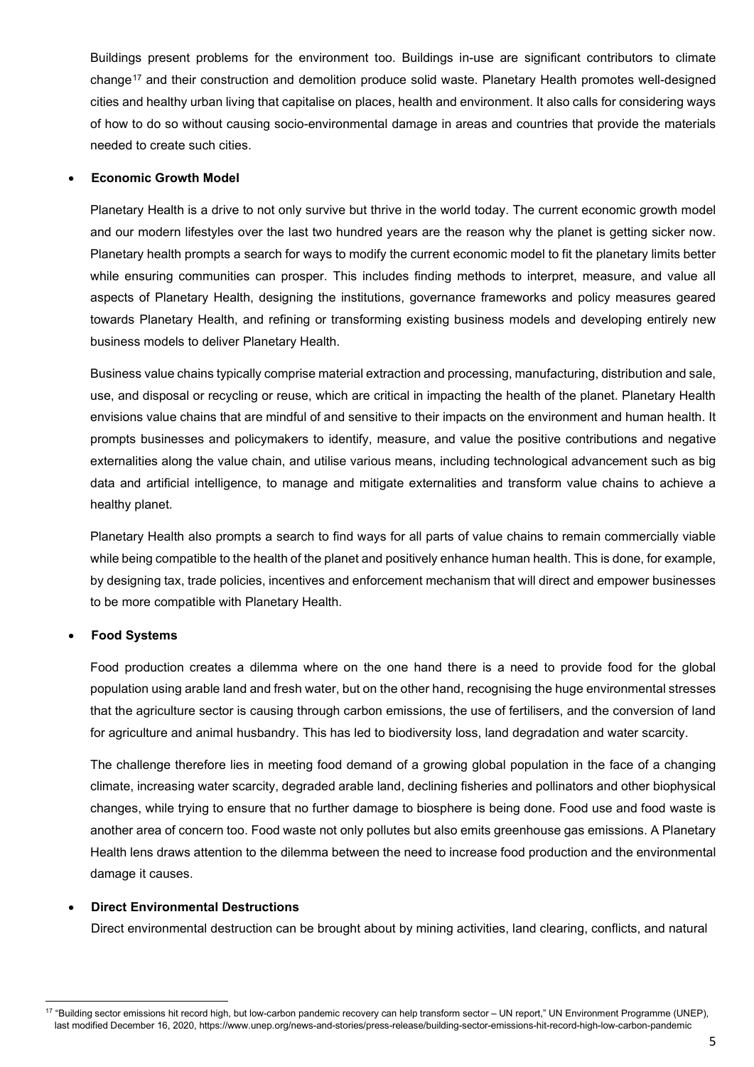Buildings present problems for the environment too. Buildings in-use are significant contributors to climate change[17] and their construction and demolition produce solid waste. Planetary Health promotes well-designed cities and healthy urban living that capitalise on places, health and environment. It also calls for considering ways of how to do so without causing socio-environmental damage in areas and countries that provide the materials needed to create such cities.

- **Economic Growth Model**

Planetary Health is a drive to not only survive but thrive in the world today. The current economic growth model and our modern lifestyles over the last two hundred years are the reason why the planet is getting sicker now. Planetary health prompts a search for ways to modify the current economic model to fit the planetary limits better while ensuring communities can prosper. This includes finding methods to interpret, measure, and value all aspects of Planetary Health, designing the institutions, governance frameworks and policy measures geared towards Planetary Health, and refining or transforming existing business models and developing entirely new business models to deliver Planetary Health.

Business value chains typically comprise material extraction and processing, manufacturing, distribution and sale, use, and disposal or recycling or reuse, which are critical in impacting the health of the planet. Planetary Health envisions value chains that are mindful of and sensitive to their impacts on the environment and human health. It prompts businesses and policymakers to identify, measure, and value the positive contributions and negative externalities along the value chain, and utilise various means, including technological advancement such as big data and artificial intelligence, to manage and mitigate externalities and transform value chains to achieve a healthy planet.

Planetary Health also prompts a search to find ways for all parts of value chains to remain commercially viable while being compatible to the health of the planet and positively enhance human health. This is done, for example, by designing tax, trade policies, incentives and enforcement mechanism that will direct and empower businesses to be more compatible with Planetary Health.

- **Food Systems**

Food production creates a dilemma where on the one hand there is a need to provide food for the global population using arable land and fresh water, but on the other hand, recognising the huge environmental stresses that the agriculture sector is causing through carbon emissions, the use of fertilisers, and the conversion of land for agriculture and animal husbandry. This has led to biodiversity loss, land degradation and water scarcity.

The challenge therefore lies in meeting food demand of a growing global population in the face of a changing climate, increasing water scarcity, degraded arable land, declining fisheries and pollinators and other biophysical changes, while trying to ensure that no further damage to biosphere is being done. Food use and food waste is another area of concern too. Food waste not only pollutes but also emits greenhouse gas emissions. A Planetary Health lens draws attention to the dilemma between the need to increase food production and the environmental damage it causes.

- **Direct Environmental Destructions**

Direct environmental destruction can be brought about by mining activities, land clearing, conflicts, and natural

[17] "Building sector emissions hit record high, but low-carbon pandemic recovery can help transform sector – UN report," UN Environment Programme (UNEP), last modified December 16, 2020, https://www.unep.org/news-and-stories/press-release/building-sector-emissions-hit-record-high-low-carbon-pandemic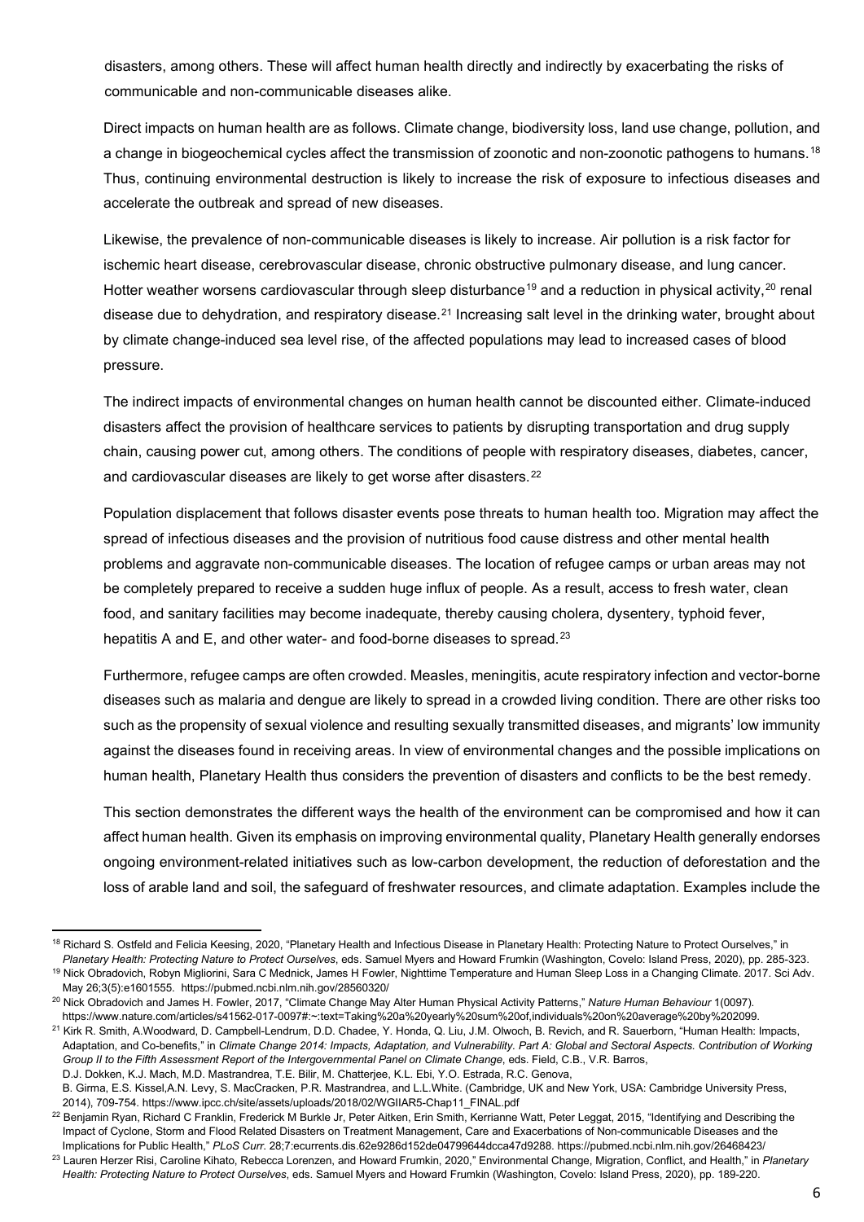disasters, among others. These will affect human health directly and indirectly by exacerbating the risks of communicable and non-communicable diseases alike.

Direct impacts on human health are as follows. Climate change, biodiversity loss, land use change, pollution, and a change in biogeochemical cycles affect the transmission of zoonotic and non-zoonotic pathogens to humans.[18] Thus, continuing environmental destruction is likely to increase the risk of exposure to infectious diseases and accelerate the outbreak and spread of new diseases.

Likewise, the prevalence of non-communicable diseases is likely to increase. Air pollution is a risk factor for ischemic heart disease, cerebrovascular disease, chronic obstructive pulmonary disease, and lung cancer. Hotter weather worsens cardiovascular through sleep disturbance[19] and a reduction in physical activity,[20] renal disease due to dehydration, and respiratory disease.[21] Increasing salt level in the drinking water, brought about by climate change-induced sea level rise, of the affected populations may lead to increased cases of blood pressure.

The indirect impacts of environmental changes on human health cannot be discounted either. Climate-induced disasters affect the provision of healthcare services to patients by disrupting transportation and drug supply chain, causing power cut, among others. The conditions of people with respiratory diseases, diabetes, cancer, and cardiovascular diseases are likely to get worse after disasters.[22]

Population displacement that follows disaster events pose threats to human health too. Migration may affect the spread of infectious diseases and the provision of nutritious food cause distress and other mental health problems and aggravate non-communicable diseases. The location of refugee camps or urban areas may not be completely prepared to receive a sudden huge influx of people. As a result, access to fresh water, clean food, and sanitary facilities may become inadequate, thereby causing cholera, dysentery, typhoid fever, hepatitis A and E, and other water- and food-borne diseases to spread.[23]

Furthermore, refugee camps are often crowded. Measles, meningitis, acute respiratory infection and vector-borne diseases such as malaria and dengue are likely to spread in a crowded living condition. There are other risks too such as the propensity of sexual violence and resulting sexually transmitted diseases, and migrants' low immunity against the diseases found in receiving areas. In view of environmental changes and the possible implications on human health, Planetary Health thus considers the prevention of disasters and conflicts to be the best remedy.

This section demonstrates the different ways the health of the environment can be compromised and how it can affect human health. Given its emphasis on improving environmental quality, Planetary Health generally endorses ongoing environment-related initiatives such as low-carbon development, the reduction of deforestation and the loss of arable land and soil, the safeguard of freshwater resources, and climate adaptation. Examples include the

---

[18] Richard S. Ostfeld and Felicia Keesing, 2020, "Planetary Health and Infectious Disease in Planetary Health: Protecting Nature to Protect Ourselves," in *Planetary Health: Protecting Nature to Protect Ourselves*, eds. Samuel Myers and Howard Frumkin (Washington, Covelo: Island Press, 2020), pp. 285-323.

[19] Nick Obradovich, Robyn Migliorini, Sara C Mednick, James H Fowler, Nighttime Temperature and Human Sleep Loss in a Changing Climate. 2017. Sci Adv. May 26;3(5):e1601555. https://pubmed.ncbi.nlm.nih.gov/28560320/

[20] Nick Obradovich and James H. Fowler, 2017, "Climate Change May Alter Human Physical Activity Patterns," *Nature Human Behaviour* 1(0097). https://www.nature.com/articles/s41562-017-0097#:~:text=Taking%20a%20yearly%20sum%20of,individuals%20on%20average%20by%202099.

[21] Kirk R. Smith, A.Woodward, D. Campbell-Lendrum, D.D. Chadee, Y. Honda, Q. Liu, J.M. Olwoch, B. Revich, and R. Sauerborn, "Human Health: Impacts, Adaptation, and Co-benefits," in *Climate Change 2014: Impacts, Adaptation, and Vulnerability. Part A: Global and Sectoral Aspects. Contribution of Working Group II to the Fifth Assessment Report of the Intergovernmental Panel on Climate Change*, eds. Field, C.B., V.R. Barros, D.J. Dokken, K.J. Mach, M.D. Mastrandrea, T.E. Bilir, M. Chatterjee, K.L. Ebi, Y.O. Estrada, R.C. Genova, B. Girma, E.S. Kissel,A.N. Levy, S. MacCracken, P.R. Mastrandrea, and L.L.White. (Cambridge, UK and New York, USA: Cambridge University Press, 2014), 709-754. https://www.ipcc.ch/site/assets/uploads/2018/02/WGIIAR5-Chap11_FINAL.pdf

[22] Benjamin Ryan, Richard C Franklin, Frederick M Burkle Jr, Peter Aitken, Erin Smith, Kerrianne Watt, Peter Leggat, 2015, "Identifying and Describing the Impact of Cyclone, Storm and Flood Related Disasters on Treatment Management, Care and Exacerbations of Non-communicable Diseases and the Implications for Public Health," *PLoS Curr.* 28;7:ecurrents.dis.62e9286d152de04799644dcca47d9288. https://pubmed.ncbi.nlm.nih.gov/26468423/

[23] Lauren Herzer Risi, Caroline Kihato, Rebecca Lorenzen, and Howard Frumkin, 2020," Environmental Change, Migration, Conflict, and Health," in *Planetary Health: Protecting Nature to Protect Ourselves*, eds. Samuel Myers and Howard Frumkin (Washington, Covelo: Island Press, 2020), pp. 189-220.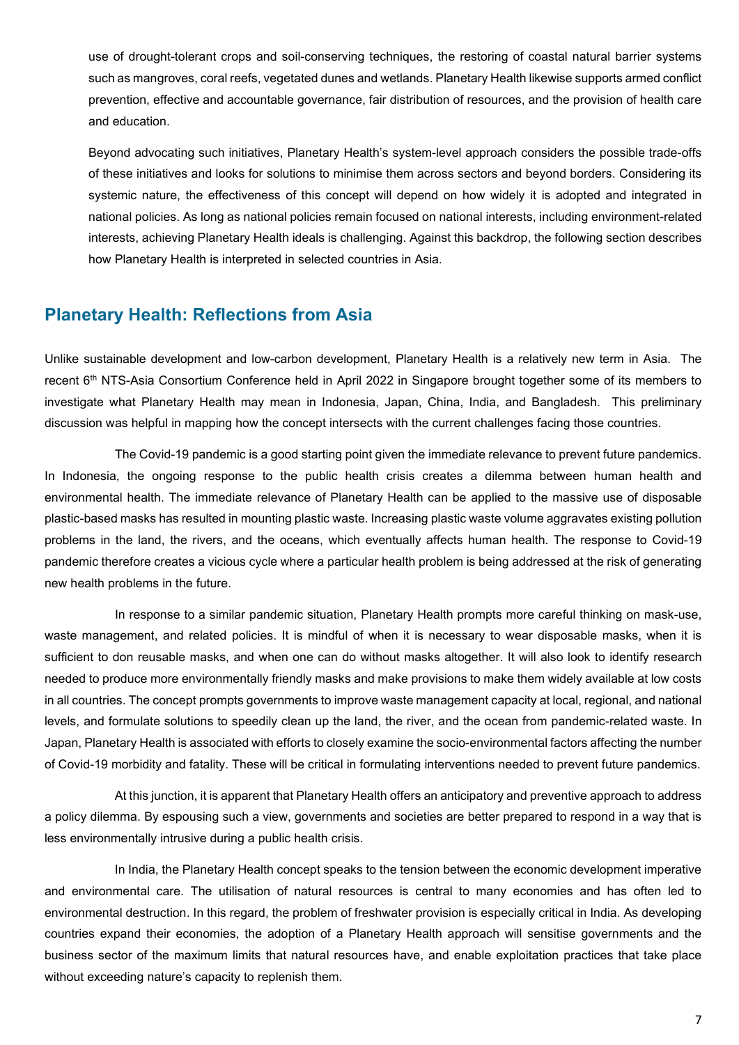use of drought-tolerant crops and soil-conserving techniques, the restoring of coastal natural barrier systems such as mangroves, coral reefs, vegetated dunes and wetlands. Planetary Health likewise supports armed conflict prevention, effective and accountable governance, fair distribution of resources, and the provision of health care and education.

Beyond advocating such initiatives, Planetary Health's system-level approach considers the possible trade-offs of these initiatives and looks for solutions to minimise them across sectors and beyond borders. Considering its systemic nature, the effectiveness of this concept will depend on how widely it is adopted and integrated in national policies. As long as national policies remain focused on national interests, including environment-related interests, achieving Planetary Health ideals is challenging. Against this backdrop, the following section describes how Planetary Health is interpreted in selected countries in Asia.

## Planetary Health: Reflections from Asia

Unlike sustainable development and low-carbon development, Planetary Health is a relatively new term in Asia. The recent 6th NTS-Asia Consortium Conference held in April 2022 in Singapore brought together some of its members to investigate what Planetary Health may mean in Indonesia, Japan, China, India, and Bangladesh. This preliminary discussion was helpful in mapping how the concept intersects with the current challenges facing those countries.

The Covid-19 pandemic is a good starting point given the immediate relevance to prevent future pandemics. In Indonesia, the ongoing response to the public health crisis creates a dilemma between human health and environmental health. The immediate relevance of Planetary Health can be applied to the massive use of disposable plastic-based masks has resulted in mounting plastic waste. Increasing plastic waste volume aggravates existing pollution problems in the land, the rivers, and the oceans, which eventually affects human health. The response to Covid-19 pandemic therefore creates a vicious cycle where a particular health problem is being addressed at the risk of generating new health problems in the future.

In response to a similar pandemic situation, Planetary Health prompts more careful thinking on mask-use, waste management, and related policies. It is mindful of when it is necessary to wear disposable masks, when it is sufficient to don reusable masks, and when one can do without masks altogether. It will also look to identify research needed to produce more environmentally friendly masks and make provisions to make them widely available at low costs in all countries. The concept prompts governments to improve waste management capacity at local, regional, and national levels, and formulate solutions to speedily clean up the land, the river, and the ocean from pandemic-related waste. In Japan, Planetary Health is associated with efforts to closely examine the socio-environmental factors affecting the number of Covid-19 morbidity and fatality. These will be critical in formulating interventions needed to prevent future pandemics.

At this junction, it is apparent that Planetary Health offers an anticipatory and preventive approach to address a policy dilemma. By espousing such a view, governments and societies are better prepared to respond in a way that is less environmentally intrusive during a public health crisis.

In India, the Planetary Health concept speaks to the tension between the economic development imperative and environmental care. The utilisation of natural resources is central to many economies and has often led to environmental destruction. In this regard, the problem of freshwater provision is especially critical in India. As developing countries expand their economies, the adoption of a Planetary Health approach will sensitise governments and the business sector of the maximum limits that natural resources have, and enable exploitation practices that take place without exceeding nature's capacity to replenish them.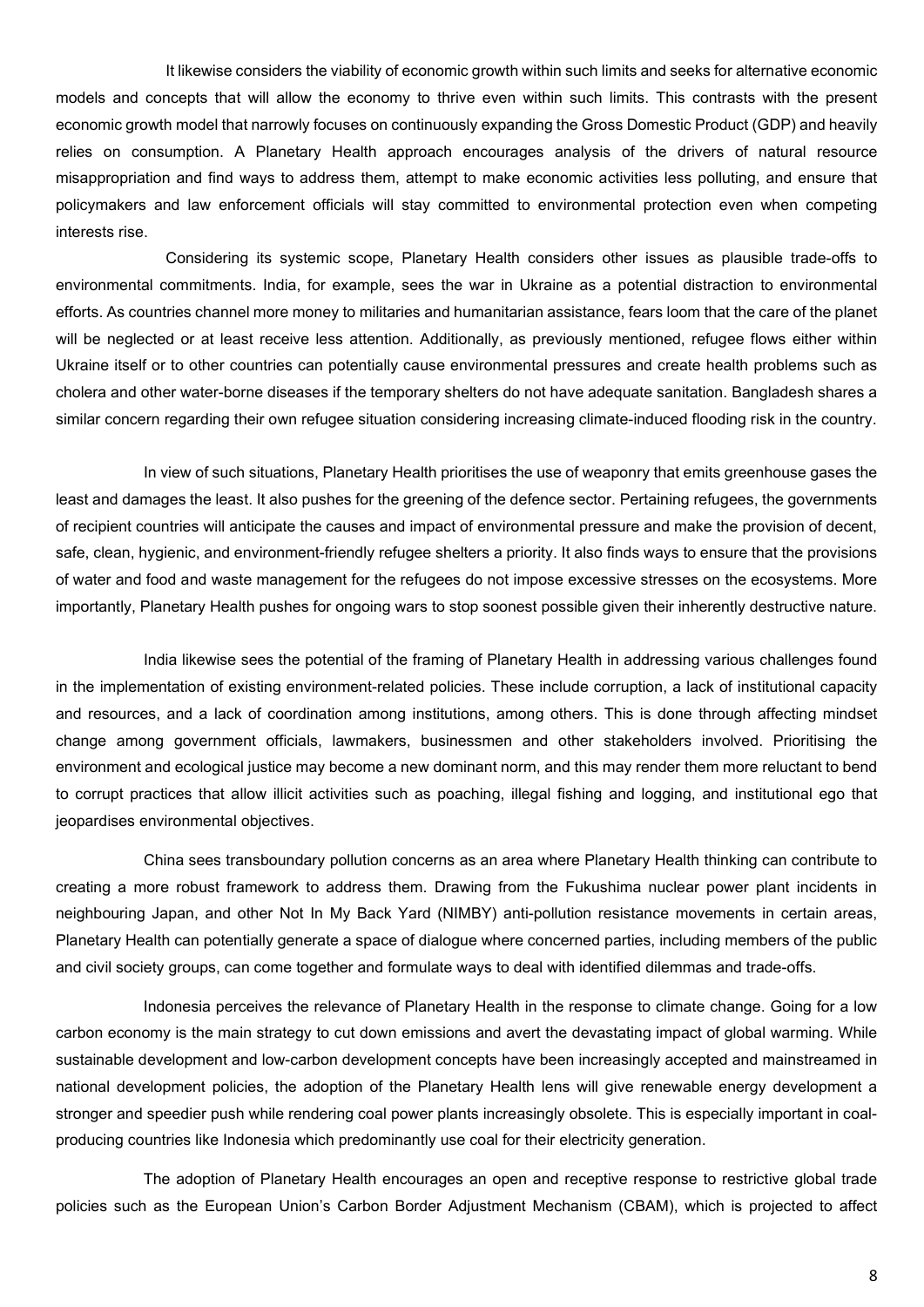It likewise considers the viability of economic growth within such limits and seeks for alternative economic models and concepts that will allow the economy to thrive even within such limits. This contrasts with the present economic growth model that narrowly focuses on continuously expanding the Gross Domestic Product (GDP) and heavily relies on consumption. A Planetary Health approach encourages analysis of the drivers of natural resource misappropriation and find ways to address them, attempt to make economic activities less polluting, and ensure that policymakers and law enforcement officials will stay committed to environmental protection even when competing interests rise.

Considering its systemic scope, Planetary Health considers other issues as plausible trade-offs to environmental commitments. India, for example, sees the war in Ukraine as a potential distraction to environmental efforts. As countries channel more money to militaries and humanitarian assistance, fears loom that the care of the planet will be neglected or at least receive less attention. Additionally, as previously mentioned, refugee flows either within Ukraine itself or to other countries can potentially cause environmental pressures and create health problems such as cholera and other water-borne diseases if the temporary shelters do not have adequate sanitation. Bangladesh shares a similar concern regarding their own refugee situation considering increasing climate-induced flooding risk in the country.

In view of such situations, Planetary Health prioritises the use of weaponry that emits greenhouse gases the least and damages the least. It also pushes for the greening of the defence sector. Pertaining refugees, the governments of recipient countries will anticipate the causes and impact of environmental pressure and make the provision of decent, safe, clean, hygienic, and environment-friendly refugee shelters a priority. It also finds ways to ensure that the provisions of water and food and waste management for the refugees do not impose excessive stresses on the ecosystems. More importantly, Planetary Health pushes for ongoing wars to stop soonest possible given their inherently destructive nature.

India likewise sees the potential of the framing of Planetary Health in addressing various challenges found in the implementation of existing environment-related policies. These include corruption, a lack of institutional capacity and resources, and a lack of coordination among institutions, among others. This is done through affecting mindset change among government officials, lawmakers, businessmen and other stakeholders involved. Prioritising the environment and ecological justice may become a new dominant norm, and this may render them more reluctant to bend to corrupt practices that allow illicit activities such as poaching, illegal fishing and logging, and institutional ego that jeopardises environmental objectives.

China sees transboundary pollution concerns as an area where Planetary Health thinking can contribute to creating a more robust framework to address them. Drawing from the Fukushima nuclear power plant incidents in neighbouring Japan, and other Not In My Back Yard (NIMBY) anti-pollution resistance movements in certain areas, Planetary Health can potentially generate a space of dialogue where concerned parties, including members of the public and civil society groups, can come together and formulate ways to deal with identified dilemmas and trade-offs.

Indonesia perceives the relevance of Planetary Health in the response to climate change. Going for a low carbon economy is the main strategy to cut down emissions and avert the devastating impact of global warming. While sustainable development and low-carbon development concepts have been increasingly accepted and mainstreamed in national development policies, the adoption of the Planetary Health lens will give renewable energy development a stronger and speedier push while rendering coal power plants increasingly obsolete. This is especially important in coal-producing countries like Indonesia which predominantly use coal for their electricity generation.

The adoption of Planetary Health encourages an open and receptive response to restrictive global trade policies such as the European Union's Carbon Border Adjustment Mechanism (CBAM), which is projected to affect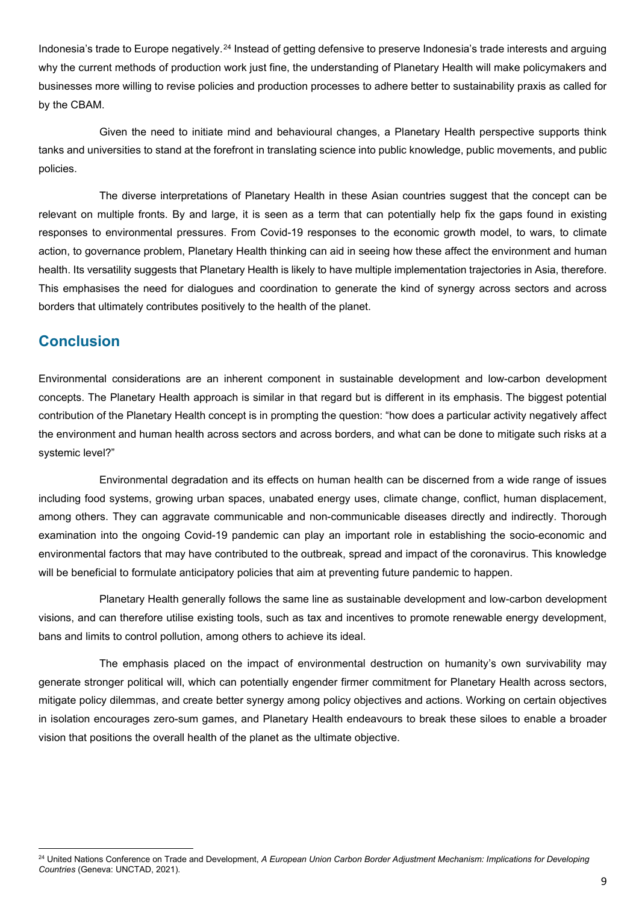Indonesia's trade to Europe negatively.[24] Instead of getting defensive to preserve Indonesia's trade interests and arguing why the current methods of production work just fine, the understanding of Planetary Health will make policymakers and businesses more willing to revise policies and production processes to adhere better to sustainability praxis as called for by the CBAM.

Given the need to initiate mind and behavioural changes, a Planetary Health perspective supports think tanks and universities to stand at the forefront in translating science into public knowledge, public movements, and public policies.

The diverse interpretations of Planetary Health in these Asian countries suggest that the concept can be relevant on multiple fronts. By and large, it is seen as a term that can potentially help fix the gaps found in existing responses to environmental pressures. From Covid-19 responses to the economic growth model, to wars, to climate action, to governance problem, Planetary Health thinking can aid in seeing how these affect the environment and human health. Its versatility suggests that Planetary Health is likely to have multiple implementation trajectories in Asia, therefore. This emphasises the need for dialogues and coordination to generate the kind of synergy across sectors and across borders that ultimately contributes positively to the health of the planet.

## Conclusion

Environmental considerations are an inherent component in sustainable development and low-carbon development concepts. The Planetary Health approach is similar in that regard but is different in its emphasis. The biggest potential contribution of the Planetary Health concept is in prompting the question: "how does a particular activity negatively affect the environment and human health across sectors and across borders, and what can be done to mitigate such risks at a systemic level?"

Environmental degradation and its effects on human health can be discerned from a wide range of issues including food systems, growing urban spaces, unabated energy uses, climate change, conflict, human displacement, among others. They can aggravate communicable and non-communicable diseases directly and indirectly. Thorough examination into the ongoing Covid-19 pandemic can play an important role in establishing the socio-economic and environmental factors that may have contributed to the outbreak, spread and impact of the coronavirus. This knowledge will be beneficial to formulate anticipatory policies that aim at preventing future pandemic to happen.

Planetary Health generally follows the same line as sustainable development and low-carbon development visions, and can therefore utilise existing tools, such as tax and incentives to promote renewable energy development, bans and limits to control pollution, among others to achieve its ideal.

The emphasis placed on the impact of environmental destruction on humanity's own survivability may generate stronger political will, which can potentially engender firmer commitment for Planetary Health across sectors, mitigate policy dilemmas, and create better synergy among policy objectives and actions. Working on certain objectives in isolation encourages zero-sum games, and Planetary Health endeavours to break these siloes to enable a broader vision that positions the overall health of the planet as the ultimate objective.

[24] United Nations Conference on Trade and Development, *A European Union Carbon Border Adjustment Mechanism: Implications for Developing Countries* (Geneva: UNCTAD, 2021).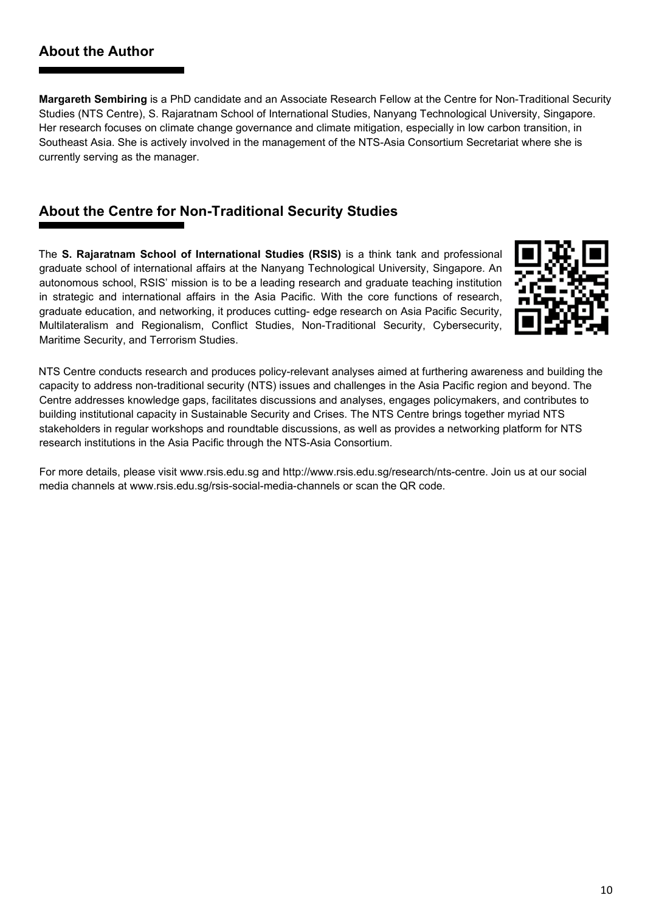## About the Author

**Margareth Sembiring** is a PhD candidate and an Associate Research Fellow at the Centre for Non-Traditional Security Studies (NTS Centre), S. Rajaratnam School of International Studies, Nanyang Technological University, Singapore. Her research focuses on climate change governance and climate mitigation, especially in low carbon transition, in Southeast Asia. She is actively involved in the management of the NTS-Asia Consortium Secretariat where she is currently serving as the manager.

## About the Centre for Non-Traditional Security Studies

The **S. Rajaratnam School of International Studies (RSIS)** is a think tank and professional graduate school of international affairs at the Nanyang Technological University, Singapore. An autonomous school, RSIS' mission is to be a leading research and graduate teaching institution in strategic and international affairs in the Asia Pacific. With the core functions of research, graduate education, and networking, it produces cutting- edge research on Asia Pacific Security, Multilateralism and Regionalism, Conflict Studies, Non-Traditional Security, Cybersecurity, Maritime Security, and Terrorism Studies.

NTS Centre conducts research and produces policy-relevant analyses aimed at furthering awareness and building the capacity to address non-traditional security (NTS) issues and challenges in the Asia Pacific region and beyond. The Centre addresses knowledge gaps, facilitates discussions and analyses, engages policymakers, and contributes to building institutional capacity in Sustainable Security and Crises. The NTS Centre brings together myriad NTS stakeholders in regular workshops and roundtable discussions, as well as provides a networking platform for NTS research institutions in the Asia Pacific through the NTS-Asia Consortium.

For more details, please visit www.rsis.edu.sg and http://www.rsis.edu.sg/research/nts-centre. Join us at our social media channels at www.rsis.edu.sg/rsis-social-media-channels or scan the QR code.